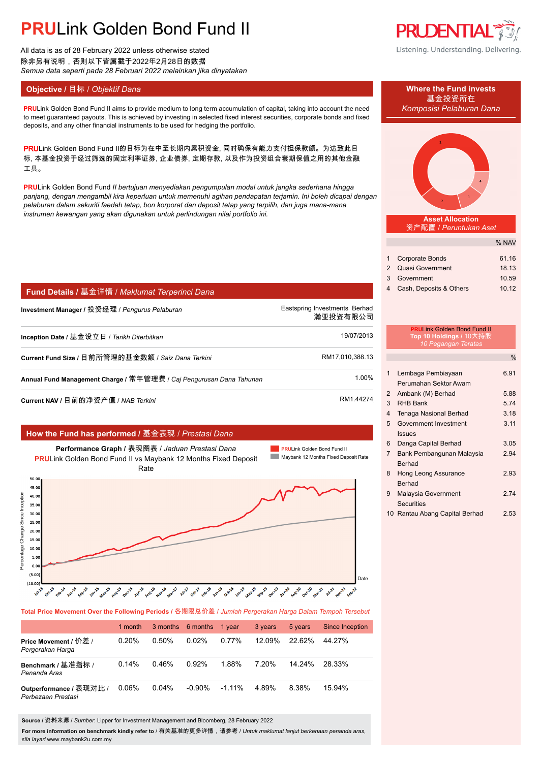# PRULink Golden Bond Fund II

All data is as of 28 February 2022 unless otherwise stated
除非另有说明，否则以下皆属截于2022年2月28日的数据
*Semua data seperti pada 28 Februari 2022 melainkan jika dinyatakan*

PRUDENTIAL
Listening. Understanding. Delivering.

## Objective / 目标 / *Objektif Dana*

**PRU**Link Golden Bond Fund II aims to provide medium to long term accumulation of capital, taking into account the need to meet guaranteed payouts. This is achieved by investing in selected fixed interest securities, corporate bonds and fixed deposits, and any other financial instruments to be used for hedging the portfolio.

**PRU**Link Golden Bond Fund II的目标为在中至长期内累积资金, 同时确保有能力支付担保款额。为达致此目标, 本基金投资于经过筛选的固定利率证券, 企业债券, 定期存款, 以及作为投资组合套期保值之用的其他金融工具。

**PRU**Link Golden Bond Fund *II bertujuan menyediakan pengumpulan modal untuk jangka sederhana hingga panjang, dengan mengambil kira keperluan untuk memenuhi agihan pendapatan terjamin. Ini boleh dicapai dengan pelaburan dalam sekuriti faedah tetap, bon korporat dan deposit tetap yang terpilih, dan juga mana-mana instrumen kewangan yang akan digunakan untuk perlindungan nilai portfolio ini.*

## Fund Details / 基金详情 / *Maklumat Terperinci Dana*

| | |
|---|---|
| **Investment Manager / 投资经理** / *Pengurus Pelaburan* | Eastspring Investments Berhad 瀚亚投资有限公司 |
| **Inception Date / 基金设立日** / *Tarikh Diterbitkan* | 19/07/2013 |
| **Current Fund Size / 目前所管理的基金数额** / *Saiz Dana Terkini* | RM17,010,388.13 |
| **Annual Fund Management Charge / 常年管理费** / *Caj Pengurusan Dana Tahunan* | 1.00% |
| **Current NAV / 目前的净资产值** / *NAB Terkini* | RM1.44274 |

## How the Fund has performed / 基金表现 / *Prestasi Dana*

**Performance Graph / 表现图表** / *Jaduan Prestasi Dana*
**PRU**Link Golden Bond Fund II vs Maybank 12 Months Fixed Deposit Rate

**Total Price Movement Over the Following Periods / 各期限总价差 /** *Jumlah Pergerakan Harga Dalam Tempoh Tersebut*

| | 1 month | 3 months | 6 months | 1 year | 3 years | 5 years | Since Inception |
|---|---|---|---|---|---|---|---|
| **Price Movement / 价差 /** *Pergerakan Harga* | 0.20% | 0.50% | 0.02% | 0.77% | 12.09% | 22.62% | 44.27% |
| **Benchmark / 基准指标 /** *Penanda Aras* | 0.14% | 0.46% | 0.92% | 1.88% | 7.20% | 14.24% | 28.33% |
| **Outperformance / 表现对比 /** *Perbezaan Prestasi* | 0.06% | 0.04% | -0.90% | -1.11% | 4.89% | 8.38% | 15.94% |

**Source** / 资料来源 / *Sumber*: Lipper for Investment Management and Bloomberg, 28 February 2022

**For more information on benchmark kindly refer to** / 有关基准的更多详情，请参考 / *Untuk maklumat lanjut berkenaan penanda aras, sila layari* www.maybank2u.com.my

## Where the Fund invests / 基金投资所在 / *Komposisi Pelaburan Dana*

### Asset Allocation / 资产配置 / *Peruntukan Aset*

| | | % NAV |
|---|---|---|
| 1 | Corporate Bonds | 61.16 |
| 2 | Quasi Government | 18.13 |
| 3 | Government | 10.59 |
| 4 | Cash, Deposits & Others | 10.12 |

### PRULink Golden Bond Fund II Top 10 Holdings / 10大持股 / *10 Pegangan Teratas*

| | | % |
|---|---|---|
| 1 | Lembaga Pembiayaan Perumahan Sektor Awam | 6.91 |
| 2 | Ambank (M) Berhad | 5.88 |
| 3 | RHB Bank | 5.74 |
| 4 | Tenaga Nasional Berhad | 3.18 |
| 5 | Government Investment Issues | 3.11 |
| 6 | Danga Capital Berhad | 3.05 |
| 7 | Bank Pembangunan Malaysia Berhad | 2.94 |
| 8 | Hong Leong Assurance Berhad | 2.93 |
| 9 | Malaysia Government Securities | 2.74 |
| 10 | Rantau Abang Capital Berhad | 2.53 |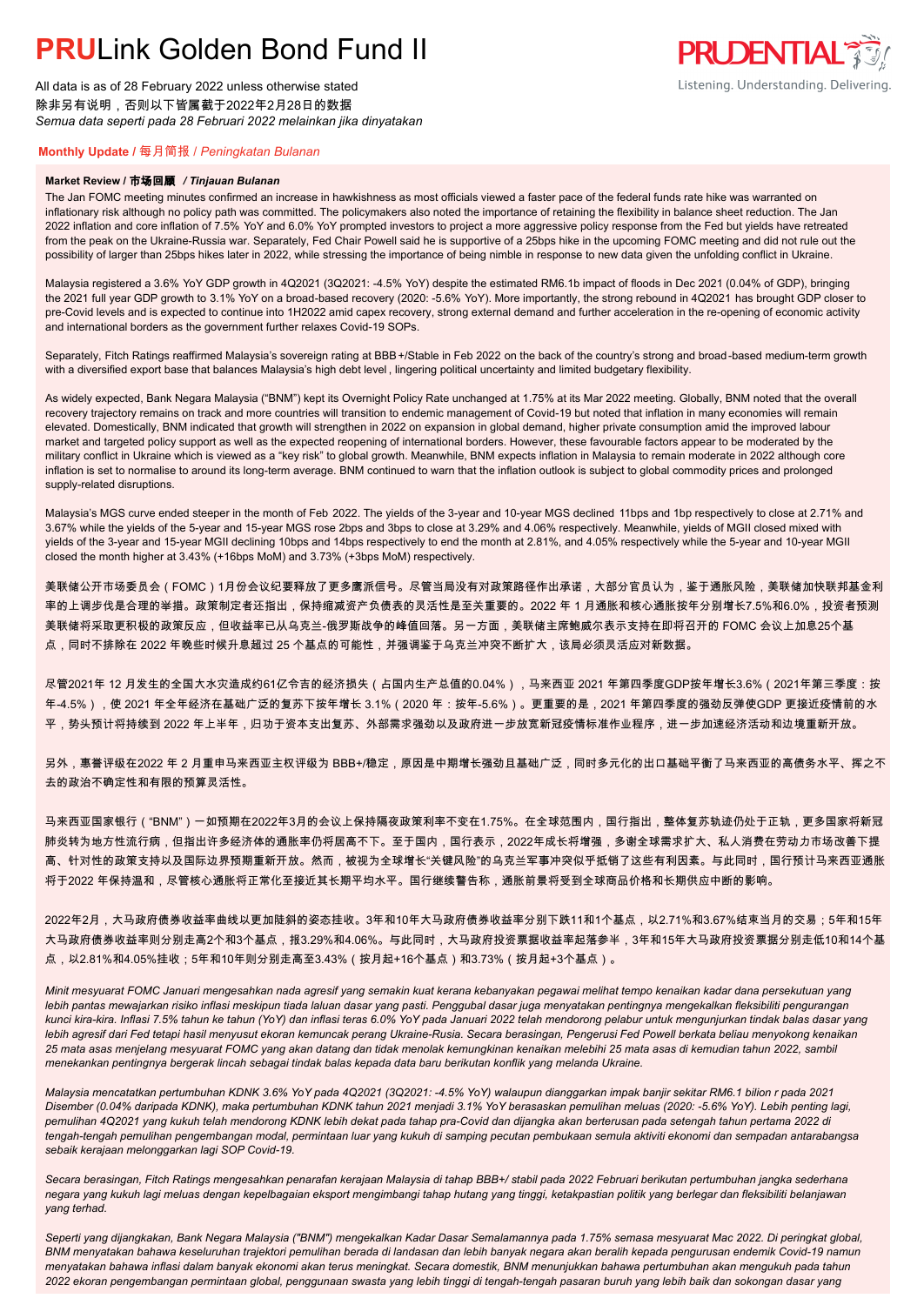# **PRU**Link Golden Bond Fund II

All data is as of 28 February 2022 unless otherwise stated
除非另有说明，否则以下皆属截于2022年2月28日的数据
*Semua data seperti pada 28 Februari 2022 melainkan jika dinyatakan*

Listening. Understanding. Delivering.

## **Monthly Update** / 每月简报 / *Peningkatan Bulanan*

### **Market Review / 市场回顾** / ***Tinjauan Bulanan***

The Jan FOMC meeting minutes confirmed an increase in hawkishness as most officials viewed a faster pace of the federal funds rate hike was warranted on inflationary risk although no policy path was committed. The policymakers also noted the importance of retaining the flexibility in balance sheet reduction. The Jan 2022 inflation and core inflation of 7.5% YoY and 6.0% YoY prompted investors to project a more aggressive policy response from the Fed but yields have retreated from the peak on the Ukraine-Russia war. Separately, Fed Chair Powell said he is supportive of a 25bps hike in the upcoming FOMC meeting and did not rule out the possibility of larger than 25bps hikes later in 2022, while stressing the importance of being nimble in response to new data given the unfolding conflict in Ukraine.

Malaysia registered a 3.6% YoY GDP growth in 4Q2021 (3Q2021: -4.5% YoY) despite the estimated RM6.1b impact of floods in Dec 2021 (0.04% of GDP), bringing the 2021 full year GDP growth to 3.1% YoY on a broad-based recovery (2020: -5.6% YoY). More importantly, the strong rebound in 4Q2021 has brought GDP closer to pre-Covid levels and is expected to continue into 1H2022 amid capex recovery, strong external demand and further acceleration in the re-opening of economic activity and international borders as the government further relaxes Covid-19 SOPs.

Separately, Fitch Ratings reaffirmed Malaysia's sovereign rating at BBB+/Stable in Feb 2022 on the back of the country's strong and broad-based medium-term growth with a diversified export base that balances Malaysia's high debt level, lingering political uncertainty and limited budgetary flexibility.

As widely expected, Bank Negara Malaysia ("BNM") kept its Overnight Policy Rate unchanged at 1.75% at its Mar 2022 meeting. Globally, BNM noted that the overall recovery trajectory remains on track and more countries will transition to endemic management of Covid-19 but noted that inflation in many economies will remain elevated. Domestically, BNM indicated that growth will strengthen in 2022 on expansion in global demand, higher private consumption amid the improved labour market and targeted policy support as well as the expected reopening of international borders. However, these favourable factors appear to be moderated by the military conflict in Ukraine which is viewed as a "key risk" to global growth. Meanwhile, BNM expects inflation in Malaysia to remain moderate in 2022 although core inflation is set to normalise to around its long-term average. BNM continued to warn that the inflation outlook is subject to global commodity prices and prolonged supply-related disruptions.

Malaysia's MGS curve ended steeper in the month of Feb 2022. The yields of the 3-year and 10-year MGS declined 11bps and 1bp respectively to close at 2.71% and 3.67% while the yields of the 5-year and 15-year MGS rose 2bps and 3bps to close at 3.29% and 4.06% respectively. Meanwhile, yields of MGII closed mixed with yields of the 3-year and 15-year MGII declining 10bps and 14bps respectively to end the month at 2.81%, and 4.05% respectively while the 5-year and 10-year MGII closed the month higher at 3.43% (+16bps MoM) and 3.73% (+3bps MoM) respectively.

美联储公开市场委员会（FOMC）1月份会议纪要释放了更多鹰派信号。尽管当局没有对政策路径作出承诺，大部分官员认为，鉴于通胀风险，美联储加快联邦基金利率的上调步伐是合理的举措。政策制定者还指出，保持缩减资产负债表的灵活性是至关重要的。2022 年 1 月通胀和核心通胀按年分别增长7.5%和6.0%，投资者预测美联储将采取更积极的政策反应，但收益率已从乌克兰-俄罗斯战争的峰值回落。另一方面，美联储主席鲍威尔表示支持在即将召开的 FOMC 会议上加息25个基点，同时不排除在 2022 年晚些时候升息超过 25 个基点的可能性，并强调鉴于乌克兰冲突不断扩大，该局必须灵活应对新数据。

尽管2021年 12 月发生的全国大水灾造成约61亿令吉的经济损失（占国内生产总值的0.04%），马来西亚 2021 年第四季度GDP按年增长3.6%（2021年第三季度：按年-4.5%），使 2021 年全年经济在基础广泛的复苏下按年增长 3.1%（2020 年：按年-5.6%）。更重要的是，2021 年第四季度的强劲反弹使GDP 更接近疫情前的水平，势头预计将持续到 2022 年上半年，归功于资本支出复苏、外部需求强劲以及政府进一步放宽新冠疫情标准作业程序，进一步加速经济活动和边境重新开放。

另外，惠誉评级在2022 年 2 月重申马来西亚主权评级为 BBB+/稳定，原因是中期增长强劲且基础广泛，同时多元化的出口基础平衡了马来西亚的高债务水平、挥之不去的政治不确定性和有限的预算灵活性。

马来西亚国家银行（"BNM"）一如预期在2022年3月的会议上保持隔夜政策利率不变在1.75%。在全球范围内，国行指出，整体复苏轨迹仍处于正轨，更多国家将新冠肺炎转为地方性流行病，但指出许多经济体的通胀率仍将居高不下。至于国内，国行表示，2022年成长将增强，多谢全球需求扩大、私人消费在劳动力市场改善下提高、针对性的政策支持以及国际边界预期重新开放。然而，被视为全球增长"关键风险"的乌克兰军事冲突似乎抵销了这些有利因素。与此同时，国行预计马来西亚通胀将于2022 年保持温和，尽管核心通胀将正常化至接近其长期平均水平。国行继续警告称，通胀前景将受到全球商品价格和长期供应中断的影响。

2022年2月，大马政府债券收益率曲线以更加陡峭的姿态挂收。3年和10年大马政府债券收益率分别下跌11和1个基点，以2.71%和3.67%结束当月的交易；5年和15年大马政府债券收益率则分别走高2个和3个基点，报3.29%和4.06%。与此同时，大马政府投资票据收益率起落参半，3年和15年大马政府投资票据分别走低10和14个基点，以2.81%和4.05%挂收；5年和10年则分别走高至3.43%（按月起+16个基点）和3.73%（按月起+3个基点）。

*Minit mesyuarat FOMC Januari mengesahkan nada agresif yang semakin kuat kerana kebanyakan pegawai melihat tempo kenaikan kadar dana persekutuan yang lebih pantas mewajarkan risiko inflasi meskipun tiada laluan dasar yang pasti. Penggubal dasar juga menyatakan pentingnya mengekalkan fleksibiliti pengurangan kunci kira-kira. Inflasi 7.5% tahun ke tahun (YoY) dan inflasi teras 6.0% YoY pada Januari 2022 telah mendorong pelabur untuk mengunjurkan tindak balas dasar yang lebih agresif dari Fed tetapi hasil menyusut ekoran kemuncak perang Ukraine-Rusia. Secara berasingan, Pengerusi Fed Powell berkata beliau menyokong kenaikan 25 mata asas menjelang mesyuarat FOMC yang akan datang dan tidak menolak kemungkinan kenaikan melebihi 25 mata asas di kemudian tahun 2022, sambil menekankan pentingnya bergerak lincah sebagai tindak balas kepada data baru berikutan konflik yang melanda Ukraine.*

*Malaysia mencatatkan pertumbuhan KDNK 3.6% YoY pada 4Q2021 (3Q2021: -4.5% YoY) walaupun dianggarkan impak banjir sekitar RM6.1 bilion r pada 2021 Disember (0.04% daripada KDNK), maka pertumbuhan KDNK tahun 2021 menjadi 3.1% YoY berasaskan pemulihan meluas (2020: -5.6% YoY). Lebih penting lagi, pemulihan 4Q2021 yang kukuh telah mendorong KDNK lebih dekat pada tahap pra-Covid dan dijangka akan berterusan pada setengah tahun pertama 2022 di tengah-tengah pemulihan pengembangan modal, permintaan luar yang kukuh di samping pecutan pembukaan semula aktiviti ekonomi dan sempadan antarabangsa sebaik kerajaan melonggarkan lagi SOP Covid-19.*

*Secara berasingan, Fitch Ratings mengesahkan penarafan kerajaan Malaysia di tahap BBB+/ stabil pada 2022 Februari berikutan pertumbuhan jangka sederhana negara yang kukuh lagi meluas dengan kepelbagaian eksport mengimbangi tahap hutang yang tinggi, ketakpastian politik yang berlegar dan fleksibiliti belanjawan yang terhad.*

*Seperti yang dijangkakan, Bank Negara Malaysia ("BNM") mengekalkan Kadar Dasar Semalamannya pada 1.75% semasa mesyuarat Mac 2022. Di peringkat global, BNM menyatakan bahawa keseluruhan trajektori pemulihan berada di landasan dan lebih banyak negara akan beralih kepada pengurusan endemik Covid-19 namun menyatakan bahawa inflasi dalam banyak ekonomi akan terus meningkat. Secara domestik, BNM menunjukkan bahawa pertumbuhan akan mengukuh pada tahun 2022 ekoran pengembangan permintaan global, penggunaan swasta yang lebih tinggi di tengah-tengah pasaran buruh yang lebih baik dan sokongan dasar yang*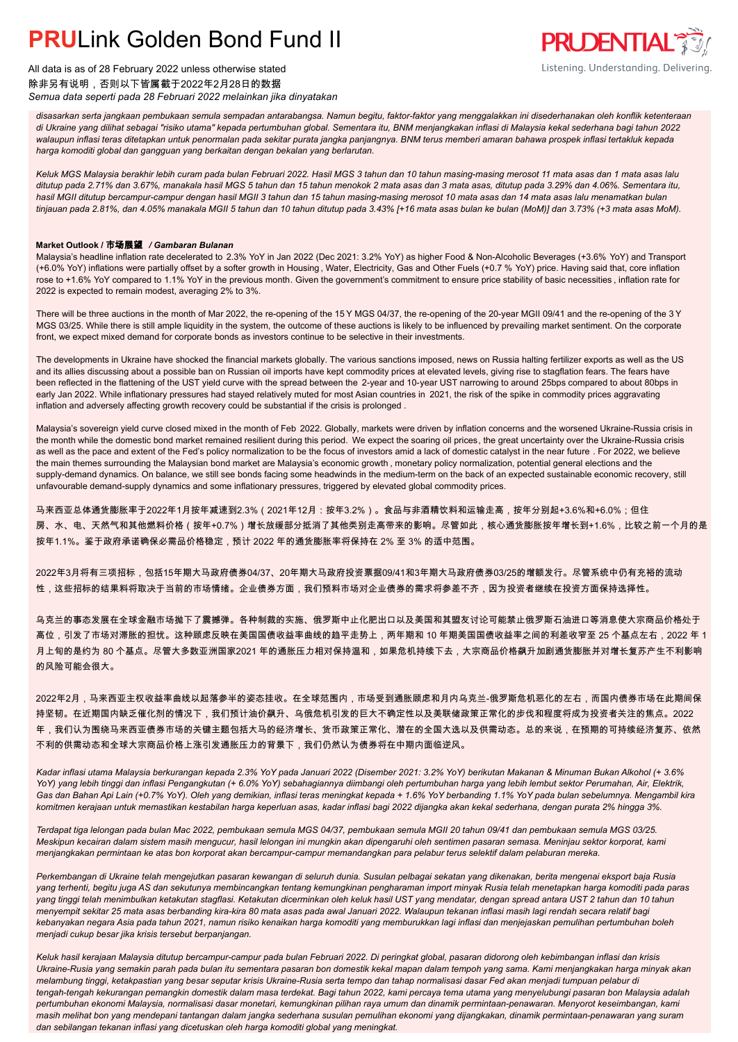disasarkan serta jangkaan pembukaan semula sempadan antarabangsa. Namun begitu, faktor-faktor yang menggalakkan ini disederhanakan oleh konflik ketenteraan di Ukraine yang dilihat sebagai "risiko utama" kepada pertumbuhan global. Sementara itu, BNM menjangkakan inflasi di Malaysia kekal sederhana bagi tahun 2022 walaupun inflasi teras ditetapkan untuk penormalan pada sekitar purata jangka panjangnya. BNM terus memberi amaran bahawa prospek inflasi tertakluk kepada harga komoditi global dan gangguan yang berkaitan dengan bekalan yang berlarutan.

*Keluk MGS Malaysia berakhir lebih curam pada bulan Februari 2022. Hasil MGS 3 tahun dan 10 tahun masing-masing merosot 11 mata asas dan 1 mata asas lalu ditutup pada 2.71% dan 3.67%, manakala hasil MGS 5 tahun dan 15 tahun menokok 2 mata asas dan 3 mata asas, ditutup pada 3.29% dan 4.06%. Sementara itu, hasil MGII ditutup bercampur-campur dengan hasil MGII 3 tahun dan 15 tahun masing-masing merosot 10 mata asas dan 14 mata asas lalu menamatkan bulan tinjauan pada 2.81%, dan 4.05% manakala MGII 5 tahun dan 10 tahun ditutup pada 3.43% [+16 mata asas bulan ke bulan (MoM)] dan 3.73% (+3 mata asas MoM).*

**Market Outlook / 市场展望** */ Gambaran Bulanan*

Malaysia's headline inflation rate decelerated to 2.3% YoY in Jan 2022 (Dec 2021: 3.2% YoY) as higher Food & Non-Alcoholic Beverages (+3.6% YoY) and Transport (+6.0% YoY) inflations were partially offset by a softer growth in Housing, Water, Electricity, Gas and Other Fuels (+0.7 % YoY) price. Having said that, core inflation rose to +1.6% YoY compared to 1.1% YoY in the previous month. Given the government's commitment to ensure price stability of basic necessities, inflation rate for 2022 is expected to remain modest, averaging 2% to 3%.

There will be three auctions in the month of Mar 2022, the re-opening of the 15 Y MGS 04/37, the re-opening of the 20-year MGII 09/41 and the re-opening of the 3 Y MGS 03/25. While there is still ample liquidity in the system, the outcome of these auctions is likely to be influenced by prevailing market sentiment. On the corporate front, we expect mixed demand for corporate bonds as investors continue to be selective in their investments.

The developments in Ukraine have shocked the financial markets globally. The various sanctions imposed, news on Russia halting fertilizer exports as well as the US and its allies discussing about a possible ban on Russian oil imports have kept commodity prices at elevated levels, giving rise to stagflation fears. The fears have been reflected in the flattening of the UST yield curve with the spread between the 2-year and 10-year UST narrowing to around 25bps compared to about 80bps in early Jan 2022. While inflationary pressures had stayed relatively muted for most Asian countries in 2021, the risk of the spike in commodity prices aggravating inflation and adversely affecting growth recovery could be substantial if the crisis is prolonged .

Malaysia's sovereign yield curve closed mixed in the month of Feb 2022. Globally, markets were driven by inflation concerns and the worsened Ukraine-Russia crisis in the month while the domestic bond market remained resilient during this period. We expect the soaring oil prices, the great uncertainty over the Ukraine-Russia crisis as well as the pace and extent of the Fed's policy normalization to be the focus of investors amid a lack of domestic catalyst in the near future . For 2022, we believe the main themes surrounding the Malaysian bond market are Malaysia's economic growth , monetary policy normalization, potential general elections and the supply-demand dynamics. On balance, we still see bonds facing some headwinds in the medium-term on the back of an expected sustainable economic recovery, still unfavourable demand-supply dynamics and some inflationary pressures, triggered by elevated global commodity prices.

马来西亚总体通货膨胀率于2022年1月按年减速到2.3%（2021年12月：按年3.2%）。食品与非酒精饮料和运输走高，按年分别起+3.6%和+6.0%；但住房、水、电、天然气和其他燃料价格（按年+0.7%）增长放缓部分抵消了其他类别走高带来的影响。尽管如此，核心通货膨胀按年增长到+1.6%，比较之前一个月的是按年1.1%。鉴于政府承诺确保必需品价格稳定，预计 2022 年的通货膨胀率将保持在 2% 至 3% 的适中范围。

2022年3月将有三项招标，包括15年期大马政府债券04/37、20年期大马政府投资票据09/41和3年期大马政府债券03/25的增额发行。尽管系统中仍有充裕的流动性，这些招标的结果料将取决于当前的市场情绪。企业债券方面，我们预料市场对企业债券的需求将参差不齐，因为投资者继续在投资方面保持选择性。

乌克兰的事态发展在全球金融市场抛下了震撼弹。各种制裁的实施、俄罗斯中止化肥出口以及美国和其盟友讨论可能禁止俄罗斯石油进口等消息使大宗商品价格处于高位，引发了市场对滞胀的担忧。这种顾虑反映在美国国债收益率曲线的趋平走势上，两年期和 10 年期美国国债收益率之间的利差收窄至 25 个基点左右，2022 年 1 月上旬的是约为 80 个基点。尽管大多数亚洲国家2021 年的通胀压力相对保持温和，如果危机持续下去，大宗商品价格飙升加剧通货膨胀并对增长复苏产生不利影响的风险可能会很大。

2022年2月，马来西亚主权收益率曲线以起落参半的姿态挂收。在全球范围内，市场受到通胀顾虑和月内乌克兰-俄罗斯危机恶化的左右，而国内债券市场在此期间保持坚韧。在近期国内缺乏催化剂的情况下，我们预计油价飙升、乌俄危机引发的巨大不确定性以及美联储政策正常化的步伐和程度将成为投资者关注的焦点。2022 年，我们认为围绕马来西亚债券市场的关键主题包括大马的经济增长、货币政策正常化、潜在的全国大选以及供需动态。总的来说，在预期的可持续经济复苏、依然不利的供需动态和全球大宗商品价格上涨引发通胀压力的背景下，我们仍然认为债券将在中期内面临逆风。

*Kadar inflasi utama Malaysia berkurangan kepada 2.3% YoY pada Januari 2022 (Disember 2021: 3.2% YoY) berikutan Makanan & Minuman Bukan Alkohol (+ 3.6% YoY) yang lebih tinggi dan inflasi Pengangkutan (+ 6.0% YoY) sebahagiannya diimbangi oleh pertumbuhan harga yang lebih lembut sektor Perumahan, Air, Elektrik, Gas dan Bahan Api Lain (+0.7% YoY). Oleh yang demikian, inflasi teras meningkat kepada + 1.6% YoY berbanding 1.1% YoY pada bulan sebelumnya. Mengambil kira komitmen kerajaan untuk memastikan kestabilan harga keperluan asas, kadar inflasi bagi 2022 dijangka akan kekal sederhana, dengan purata 2% hingga 3%.*

*Terdapat tiga lelongan pada bulan Mac 2022, pembukaan semula MGS 04/37, pembukaan semula MGII 20 tahun 09/41 dan pembukaan semula MGS 03/25. Meskipun kecairan dalam sistem masih mencurah, hasil lelongan ini mungkin akan dipengaruhi oleh sentimen pasaran semasa. Meninjau sektor korporat, kami menjangkakan permintaan ke atas bon korporat akan bercampur-campur memandangkan para pelabur terus selektif dalam pelaburan mereka.*

*Perkembangan di Ukraine telah mengejutkan pasaran kewangan di seluruh dunia. Susulan pelbagai sekatan yang dikenakan, berita mengenai eksport baja Rusia yang terhenti, begitu juga AS dan sekutunya membincangkan tentang kemungkinan pengharaman import minyak Rusia telah menetapkan harga komoditi pada paras yang tinggi telah menimbulkan kebimbangan terhadap kekatan stagflasi. Ketakutan dicerminkan oleh keluk hasil UST yang mendatar, dengan spread antara UST 2 tahun dan 10 tahun menyempit sekitar 25 mata asas berbanding kira-kira 80 mata asas pada awal Januari 2022. Walaupun tekanan inflasi masih lagi rendah secara relatif bagi kebanyakan negara Asia pada tahun 2021, namun risiko kenaikan harga komoditi yang memburukkan lagi inflasi dan menjejaskan pemulihan pertumbuhan boleh menjadi cukup besar jika krisis tersebut berpanjangan.*

*Keluk hasil kerajaan Malaysia ditutup bercampur-campur pada bulan Februari 2022. Di peringkat global, pasaran didorong oleh kebimbangan inflasi dan krisis Ukraine-Rusia yang semakin parah pada bulan itu sementara pasaran bon domestik kekal mapan dalam tempoh yang sama. Kami menjangkakan harga minyak akan melambung tinggi, ketakpastian yang besar seputar krisis Ukraine-Rusia serta tempo dan tahap normalisasi dasar Fed akan menjadi tumpuan pelabur di tengah-tengah kekurangan pemangkin domestik dalam masa terdekat. Bagi tahun 2022, kami percaya tema utama yang menyelubungi pasaran bon Malaysia adalah pertumbuhan ekonomi Malaysia, normalisasi dasar monetari, kemungkinan pilihan raya umum dan dinamik permintaan-penawaran. Menyorot keseimbangan, kami masih melihat bon yang mendepani tantangan dalam jangka sederhana susulan pemulihan ekonomi yang dijangkakan, dinamik permintaan-penawaran yang suram dan sebilangan tekanan inflasi yang dicetuskan oleh harga komoditi global yang meningkat.*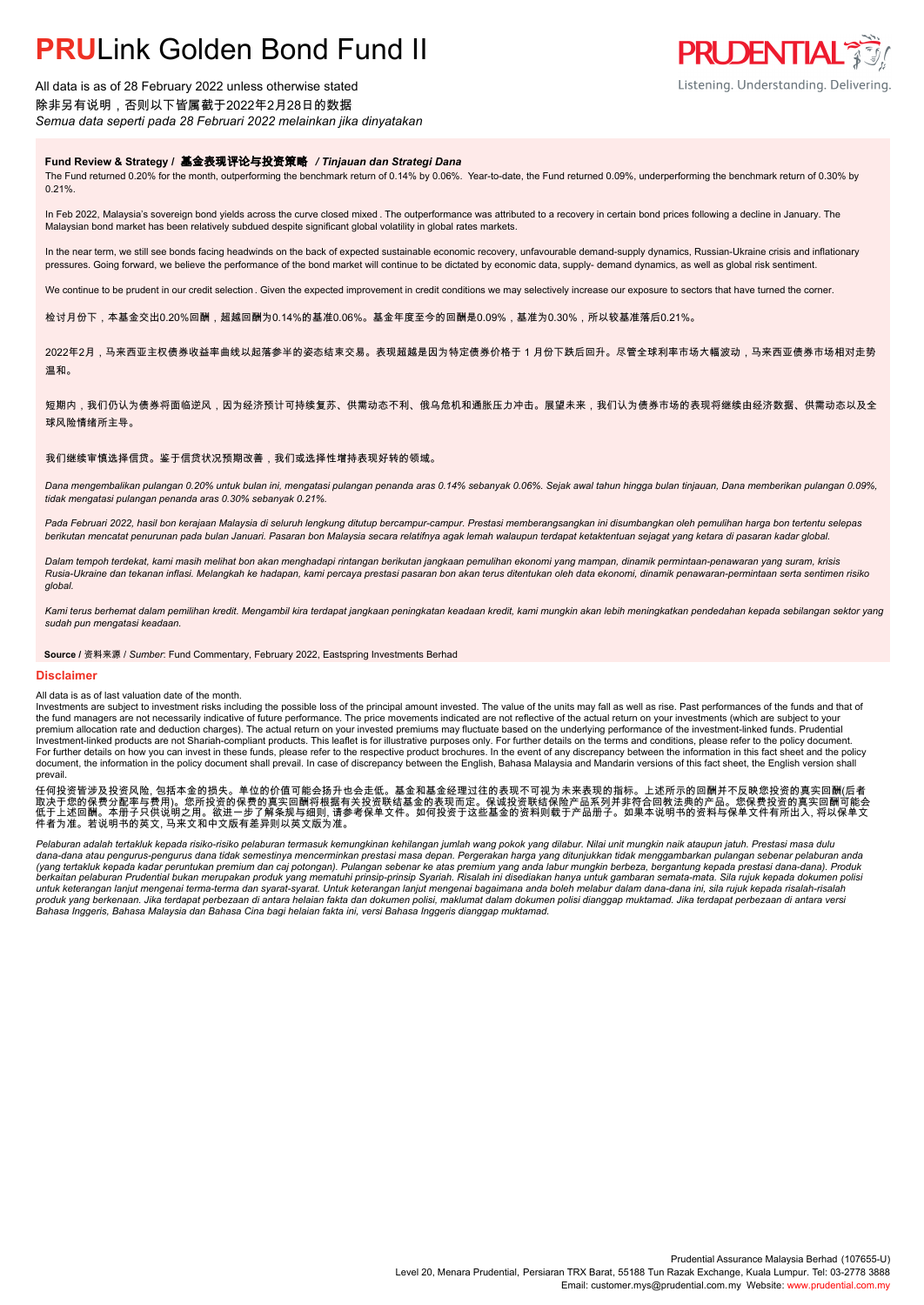# PRULink Golden Bond Fund II

All data is as of 28 February 2022 unless otherwise stated
除非另有说明，否则以下皆属截于2022年2月28日的数据
*Semua data seperti pada 28 Februari 2022 melainkan jika dinyatakan*

Listening. Understanding. Delivering.

### Fund Review & Strategy / 基金表现评论与投资策略 / *Tinjauan dan Strategi Dana*

The Fund returned 0.20% for the month, outperforming the benchmark return of 0.14% by 0.06%. Year-to-date, the Fund returned 0.09%, underperforming the benchmark return of 0.30% by 0.21%.

In Feb 2022, Malaysia's sovereign bond yields across the curve closed mixed . The outperformance was attributed to a recovery in certain bond prices following a decline in January. The Malaysian bond market has been relatively subdued despite significant global volatility in global rates markets.

In the near term, we still see bonds facing headwinds on the back of expected sustainable economic recovery, unfavourable demand-supply dynamics, Russian-Ukraine crisis and inflationary pressures. Going forward, we believe the performance of the bond market will continue to be dictated by economic data, supply- demand dynamics, as well as global risk sentiment.

We continue to be prudent in our credit selection . Given the expected improvement in credit conditions we may selectively increase our exposure to sectors that have turned the corner.

检讨月份下，本基金交出0.20%回酬，超越回酬为0.14%的基准0.06%。基金年度至今的回酬是0.09%，基准为0.30%，所以较基准落后0.21%。

2022年2月，马来西亚主权债券收益率曲线以起落参半的姿态结束交易。表现超越是因为特定债券价格于 1 月份下跌后回升。尽管全球利率市场大幅波动，马来西亚债券市场相对走势温和。

短期内，我们仍认为债券将面临逆风，因为经济预计可持续复苏、供需动态不利、俄乌危机和通胀压力冲击。展望未来，我们认为债券市场的表现将继续由经济数据、供需动态以及全球风险情绪所主导。

我们继续审慎选择信贷。鉴于信贷状况预期改善，我们或选择性增持表现好转的领域。

*Dana mengembalikan pulangan 0.20% untuk bulan ini, mengatasi pulangan penanda aras 0.14% sebanyak 0.06%. Sejak awal tahun hingga bulan tinjauan, Dana memberikan pulangan 0.09%, tidak mengatasi pulangan penanda aras 0.30% sebanyak 0.21%.*

*Pada Februari 2022, hasil bon kerajaan Malaysia di seluruh lengkung ditutup bercampur-campur. Prestasi memberangsangkan ini disumbangkan oleh pemulihan harga bon tertentu selepas berikutan mencatat penurunan pada bulan Januari. Pasaran bon Malaysia secara relatifnya agak lemah walaupun terdapat ketaktentuan sejagat yang ketara di pasaran kadar global.*

*Dalam tempoh terdekat, kami masih melihat bon akan menghadapi rintangan berikutan jangkaan pemulihan ekonomi yang mampan, dinamik permintaan-penawaran yang suram, krisis Rusia-Ukraine dan tekanan inflasi. Melangkah ke hadapan, kami percaya prestasi pasaran bon akan terus ditentukan oleh data ekonomi, dinamik penawaran-permintaan serta sentimen risiko global.*

*Kami terus berhemat dalam pemilihan kredit. Mengambil kira terdapat jangkaan peningkatan keadaan kredit, kami mungkin akan lebih meningkatkan pendedahan kepada sebilangan sektor yang sudah pun mengatasi keadaan.*

**Source** / 资料来源 / *Sumber*: Fund Commentary, February 2022, Eastspring Investments Berhad

## Disclaimer

All data is as of last valuation date of the month.
Investments are subject to investment risks including the possible loss of the principal amount invested. The value of the units may fall as well as rise. Past performances of the funds and that of the fund managers are not necessarily indicative of future performance. The price movements indicated are not reflective of the actual return on your investments (which are subject to your premium allocation rate and deduction charges). The actual return on your invested premiums may fluctuate based on the underlying performance of the investment-linked funds. Prudential Investment-linked products are not Shariah-compliant products. This leaflet is for illustrative purposes only. For further details on the terms and conditions, please refer to the policy document. For further details on how you can invest in these funds, please refer to the respective product brochures. In the event of any discrepancy between the information in this fact sheet and the policy document, the information in the policy document shall prevail. In case of discrepancy between the English, Bahasa Malaysia and Mandarin versions of this fact sheet, the English version shall prevail.

任何投资皆涉及投资风险, 包括本金的损失。单位的价值可能会扬升也会走低。基金和基金经理过往的表现不可视为未来表现的指标。上述所示的回酬并不反映您投资的真实回酬(后者取决于您的保费分配率与费用)。您所投资的保费的真实回酬将根据有关投资联结基金的表现而定。保诚投资联结保险产品系列并非符合回教法典的产品。您保费投资的真实回酬可能会低于上述回酬。本册子只供说明之用。欲进一步了解条规与细则, 请参考保单文件。如何投资于这些基金的资料则载于产品册子。如果本说明书的资料与保单文件有所出入, 将以保单文件者为准。若说明书的英文, 马来文和中文版有差异则以英文版为准。

*Pelaburan adalah tertakluk kepada risiko-risiko pelaburan termasuk kemungkinan kehilangan jumlah wang pokok yang dilabur. Nilai unit mungkin naik ataupun jatuh. Prestasi masa dulu dana-dana atau pengurus-pengurus dana tidak semestinya mencerminkan prestasi masa depan. Pergerakan harga yang ditunjukkan tidak menggambarkan pulangan sebenar pelaburan anda (yang tertakluk kepada kadar peruntukan premium dan caj potongan). Pulangan sebenar ke atas premium yang anda labur mungkin berbeza, bergantung kepada prestasi dana-dana). Produk berkaitan pelaburan Prudential bukan merupakan produk yang mematuhi prinsip-prinsip Syariah. Risalah ini disediakan hanya untuk gambaran semata-mata. Sila rujuk kepada dokumen polisi untuk keterangan lanjut mengenai terma-terma dan syarat-syarat. Untuk keterangan lanjut mengenai bagaimana anda boleh melabur dalam dana-dana ini, sila rujuk kepada risalah-risalah produk yang berkenaan. Jika terdapat perbezaan di antara helaian fakta dan dokumen polisi, maklumat dalam dokumen polisi dianggap muktamad. Jika terdapat perbezaan di antara versi Bahasa Inggeris, Bahasa Malaysia dan Bahasa Cina bagi helaian fakta ini, versi Bahasa Inggeris dianggap muktamad.*

Prudential Assurance Malaysia Berhad (107655-U)
Level 20, Menara Prudential, Persiaran TRX Barat, 55188 Tun Razak Exchange, Kuala Lumpur. Tel: 03-2778 3888
Email: customer.mys@prudential.com.my Website: www.prudential.com.my